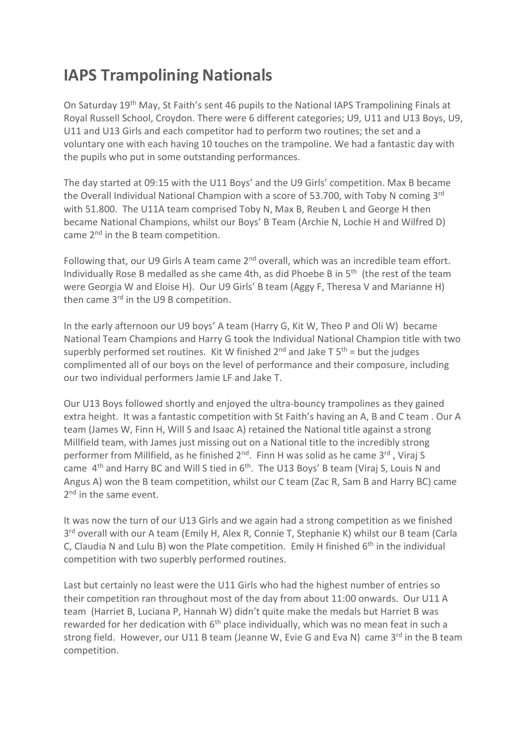# IAPS Trampolining Nationals

On Saturday 19th May, St Faith's sent 46 pupils to the National IAPS Trampolining Finals at Royal Russell School, Croydon. There were 6 different categories; U9, U11 and U13 Boys, U9, U11 and U13 Girls and each competitor had to perform two routines; the set and a voluntary one with each having 10 touches on the trampoline. We had a fantastic day with the pupils who put in some outstanding performances.

The day started at 09:15 with the U11 Boys' and the U9 Girls' competition. Max B became the Overall Individual National Champion with a score of 53.700, with Toby N coming 3rd with 51.800. The U11A team comprised Toby N, Max B, Reuben L and George H then became National Champions, whilst our Boys' B Team (Archie N, Lochie H and Wilfred D) came 2nd in the B team competition.

Following that, our U9 Girls A team came 2nd overall, which was an incredible team effort. Individually Rose B medalled as she came 4th, as did Phoebe B in 5th (the rest of the team were Georgia W and Eloise H). Our U9 Girls' B team (Aggy F, Theresa V and Marianne H) then came 3rd in the U9 B competition.

In the early afternoon our U9 boys' A team (Harry G, Kit W, Theo P and Oli W) became National Team Champions and Harry G took the Individual National Champion title with two superbly performed set routines. Kit W finished 2nd and Jake T 5th = but the judges complimented all of our boys on the level of performance and their composure, including our two individual performers Jamie LF and Jake T.

Our U13 Boys followed shortly and enjoyed the ultra-bouncy trampolines as they gained extra height. It was a fantastic competition with St Faith's having an A, B and C team . Our A team (James W, Finn H, Will S and Isaac A) retained the National title against a strong Millfield team, with James just missing out on a National title to the incredibly strong performer from Millfield, as he finished 2nd. Finn H was solid as he came 3rd , Viraj S came 4th and Harry BC and Will S tied in 6th. The U13 Boys' B team (Viraj S, Louis N and Angus A) won the B team competition, whilst our C team (Zac R, Sam B and Harry BC) came 2nd in the same event.

It was now the turn of our U13 Girls and we again had a strong competition as we finished 3rd overall with our A team (Emily H, Alex R, Connie T, Stephanie K) whilst our B team (Carla C, Claudia N and Lulu B) won the Plate competition. Emily H finished 6th in the individual competition with two superbly performed routines.

Last but certainly no least were the U11 Girls who had the highest number of entries so their competition ran throughout most of the day from about 11:00 onwards. Our U11 A team (Harriet B, Luciana P, Hannah W) didn't quite make the medals but Harriet B was rewarded for her dedication with 6th place individually, which was no mean feat in such a strong field. However, our U11 B team (Jeanne W, Evie G and Eva N) came 3rd in the B team competition.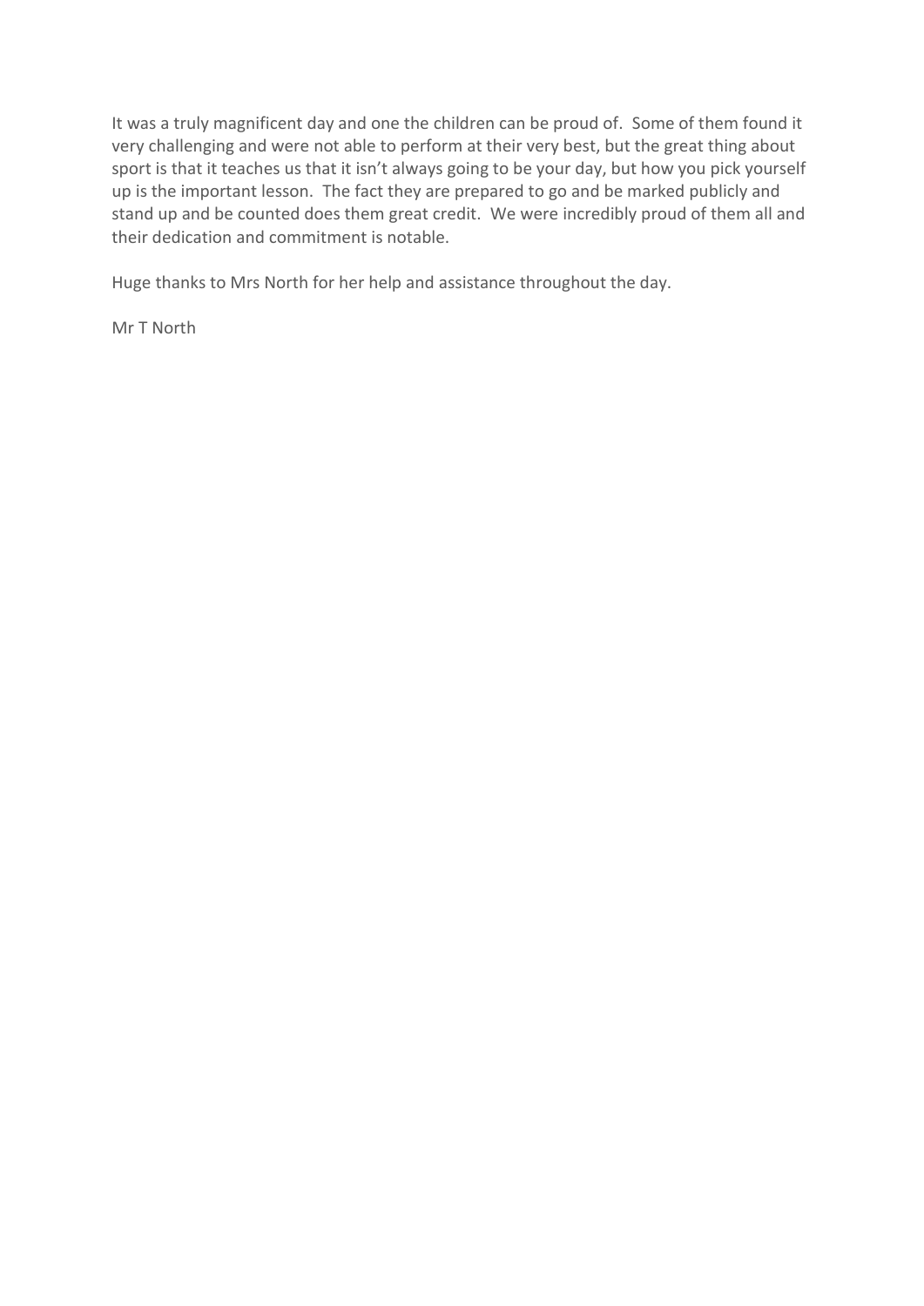It was a truly magnificent day and one the children can be proud of.  Some of them found it very challenging and were not able to perform at their very best, but the great thing about sport is that it teaches us that it isn't always going to be your day, but how you pick yourself up is the important lesson.  The fact they are prepared to go and be marked publicly and stand up and be counted does them great credit.  We were incredibly proud of them all and their dedication and commitment is notable.

Huge thanks to Mrs North for her help and assistance throughout the day.

Mr T North